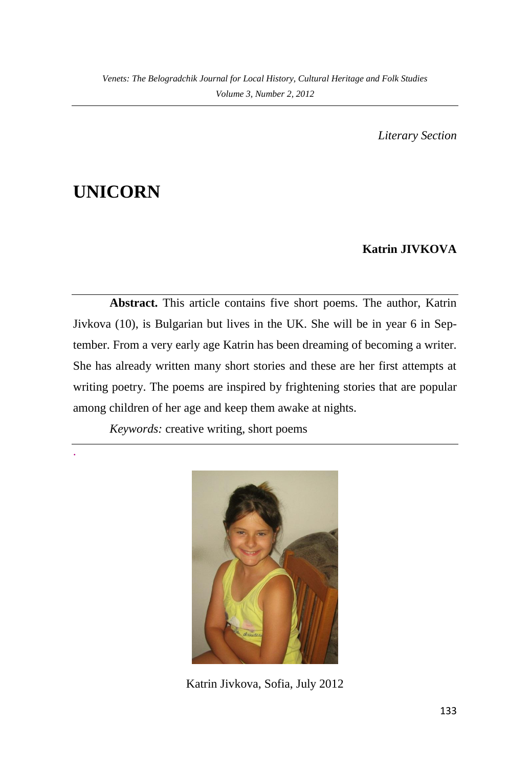*Literary Section*

# UNICORN

**Katrin JIVKOVA**

**Abstract.** This article contains five short poems. The author, Katrin Jivkova (10), is Bulgarian but lives in the UK. She will be in year 6 in September. From a very early age Katrin has been dreaming of becoming a writer. She has already written many short stories and these are her first attempts at writing poetry. The poems are inspired by frightening stories that are popular among children of her age and keep them awake at nights.

*Keywords:* creative writing, short poems

Katrin Jivkova, Sofia, July 2012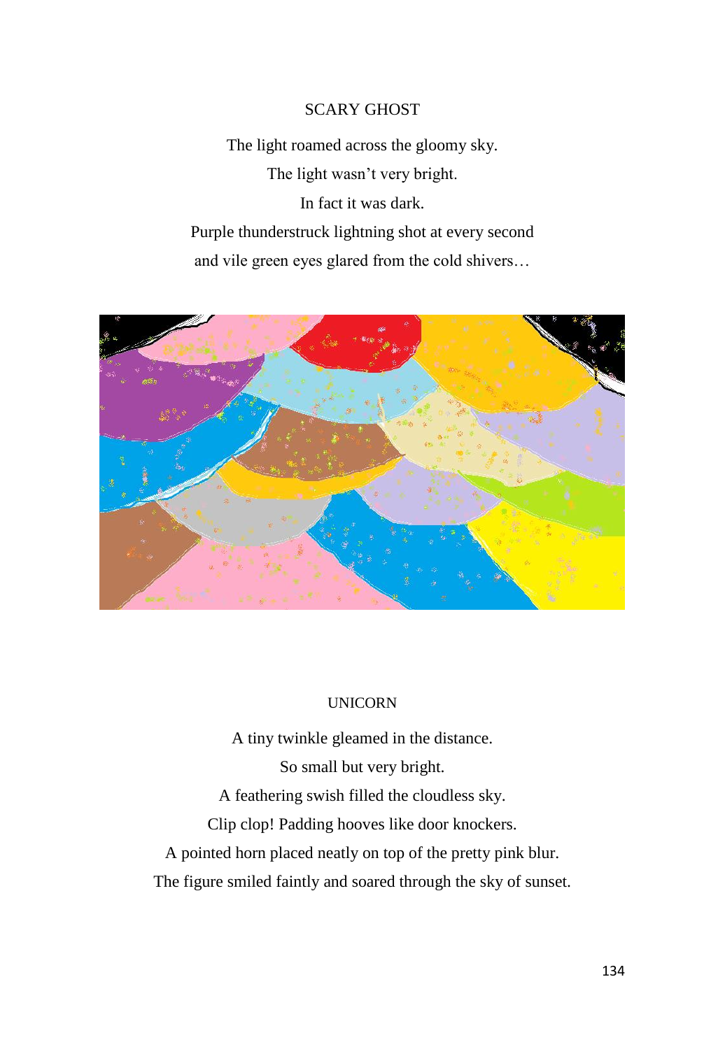## SCARY GHOST

The light roamed across the gloomy sky.  
The light wasn't very bright.  
In fact it was dark.  
Purple thunderstruck lightning shot at every second  
and vile green eyes glared from the cold shivers…

## UNICORN

A tiny twinkle gleamed in the distance.  
So small but very bright.  
A feathering swish filled the cloudless sky.  
Clip clop! Padding hooves like door knockers.  
A pointed horn placed neatly on top of the pretty pink blur.  
The figure smiled faintly and soared through the sky of sunset.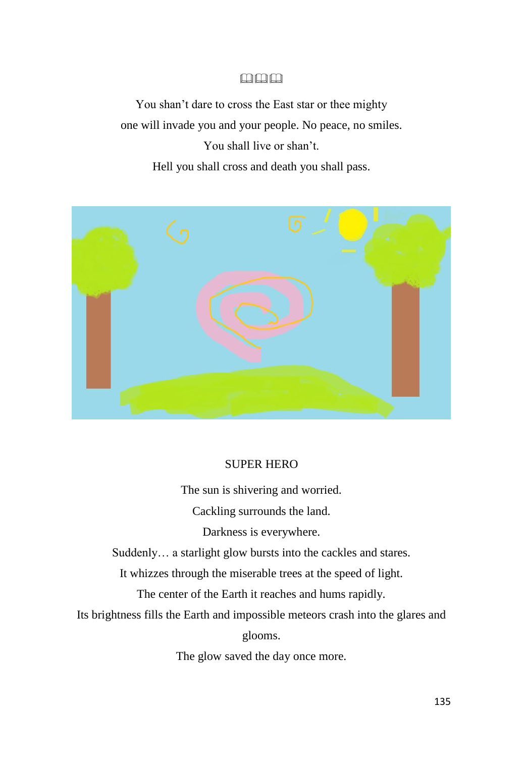📖📖📖

You shan't dare to cross the East star or thee mighty
one will invade you and your people. No peace, no smiles.
You shall live or shan't.
Hell you shall cross and death you shall pass.

SUPER HERO

The sun is shivering and worried.
Cackling surrounds the land.
Darkness is everywhere.
Suddenly… a starlight glow bursts into the cackles and stares.
It whizzes through the miserable trees at the speed of light.
The center of the Earth it reaches and hums rapidly.
Its brightness fills the Earth and impossible meteors crash into the glares and glooms.
The glow saved the day once more.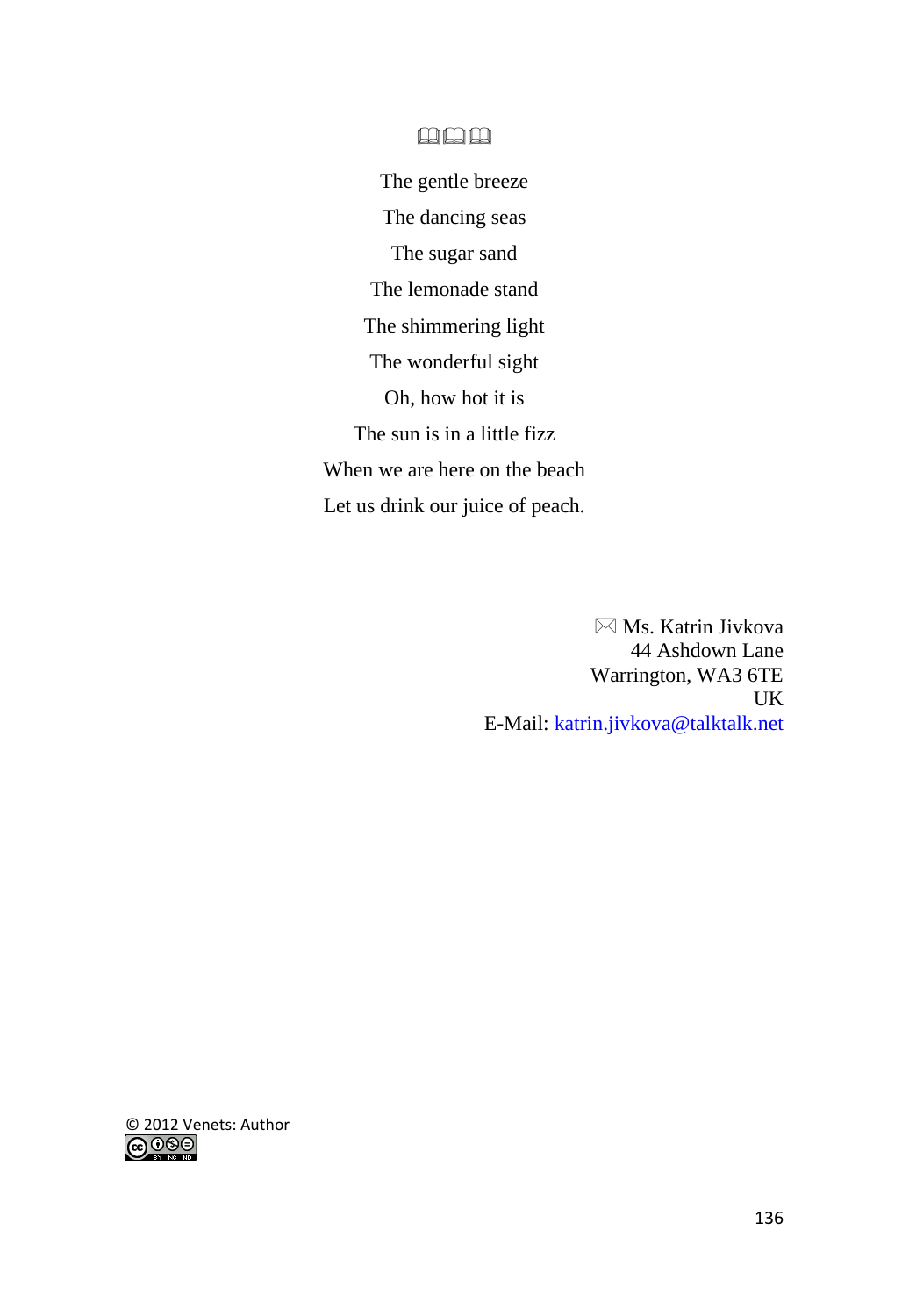📖📖📖

The gentle breeze

The dancing seas

The sugar sand

The lemonade stand

The shimmering light

The wonderful sight

Oh, how hot it is

The sun is in a little fizz

When we are here on the beach

Let us drink our juice of peach.

✉ Ms. Katrin Jivkova
44 Ashdown Lane
Warrington, WA3 6TE
UK
E-Mail: katrin.jivkova@talktalk.net

© 2012 Venets: Author